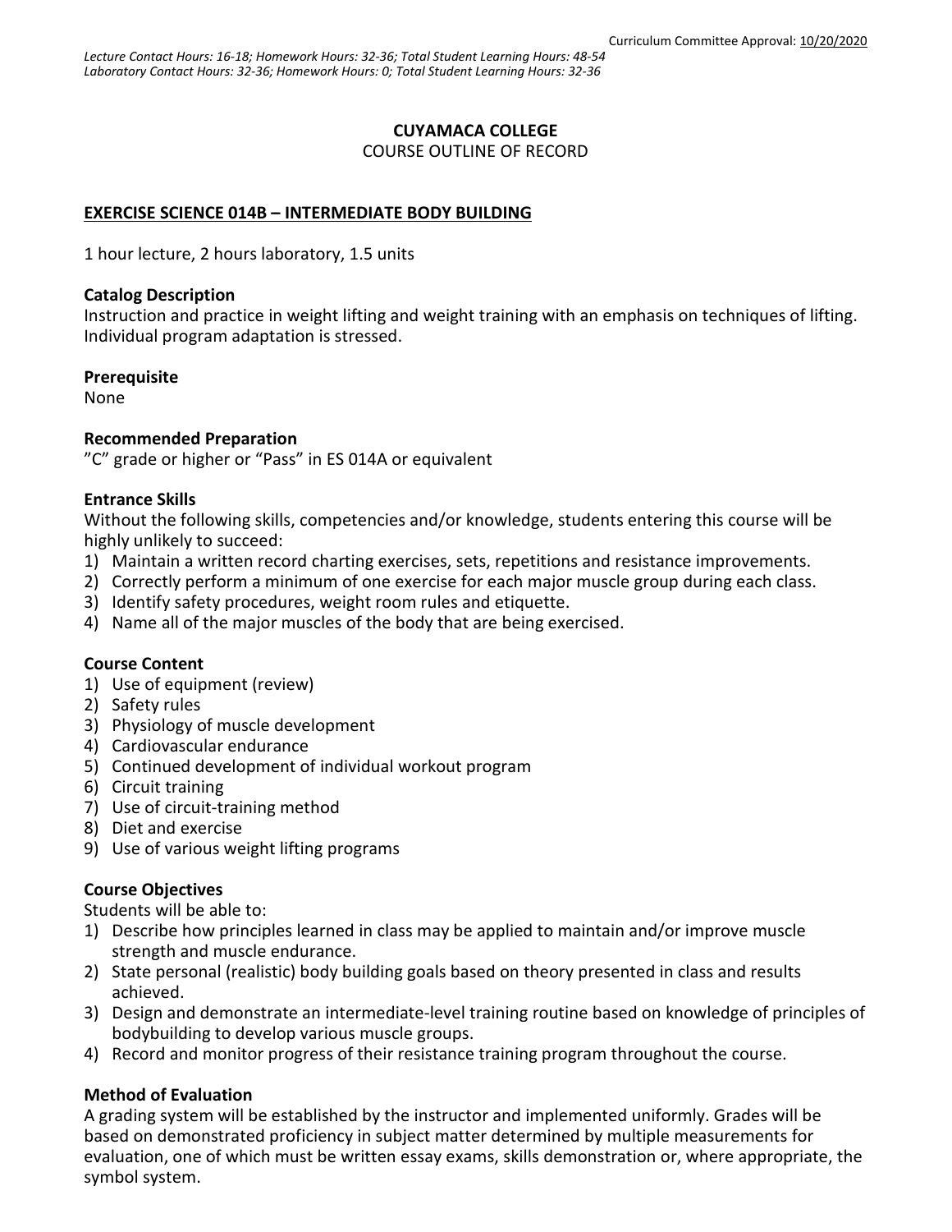Curriculum Committee Approval: 10/20/2020

*Lecture Contact Hours: 16-18; Homework Hours: 32-36; Total Student Learning Hours: 48-54*
*Laboratory Contact Hours: 32-36; Homework Hours: 0; Total Student Learning Hours: 32-36*

**CUYAMACA COLLEGE**
COURSE OUTLINE OF RECORD

**EXERCISE SCIENCE 014B – INTERMEDIATE BODY BUILDING**

1 hour lecture, 2 hours laboratory, 1.5 units

**Catalog Description**
Instruction and practice in weight lifting and weight training with an emphasis on techniques of lifting. Individual program adaptation is stressed.

**Prerequisite**
None

**Recommended Preparation**
"C" grade or higher or "Pass" in ES 014A or equivalent

**Entrance Skills**
Without the following skills, competencies and/or knowledge, students entering this course will be highly unlikely to succeed:

1) Maintain a written record charting exercises, sets, repetitions and resistance improvements.
2) Correctly perform a minimum of one exercise for each major muscle group during each class.
3) Identify safety procedures, weight room rules and etiquette.
4) Name all of the major muscles of the body that are being exercised.

**Course Content**

1) Use of equipment (review)
2) Safety rules
3) Physiology of muscle development
4) Cardiovascular endurance
5) Continued development of individual workout program
6) Circuit training
7) Use of circuit-training method
8) Diet and exercise
9) Use of various weight lifting programs

**Course Objectives**
Students will be able to:

1) Describe how principles learned in class may be applied to maintain and/or improve muscle strength and muscle endurance.
2) State personal (realistic) body building goals based on theory presented in class and results achieved.
3) Design and demonstrate an intermediate-level training routine based on knowledge of principles of bodybuilding to develop various muscle groups.
4) Record and monitor progress of their resistance training program throughout the course.

**Method of Evaluation**
A grading system will be established by the instructor and implemented uniformly. Grades will be based on demonstrated proficiency in subject matter determined by multiple measurements for evaluation, one of which must be written essay exams, skills demonstration or, where appropriate, the symbol system.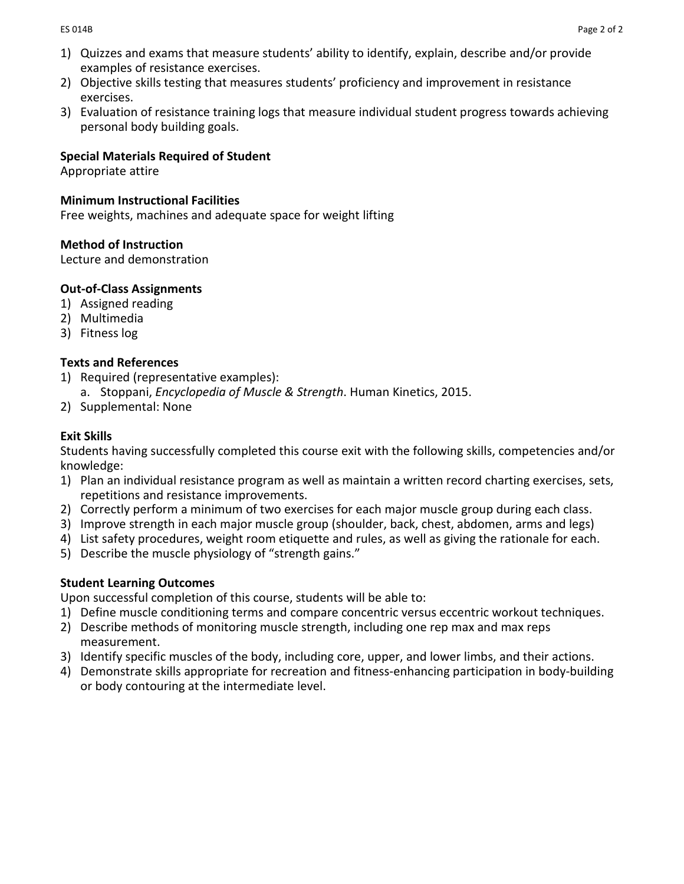1) Quizzes and exams that measure students' ability to identify, explain, describe and/or provide examples of resistance exercises.
2) Objective skills testing that measures students' proficiency and improvement in resistance exercises.
3) Evaluation of resistance training logs that measure individual student progress towards achieving personal body building goals.

**Special Materials Required of Student**
Appropriate attire

**Minimum Instructional Facilities**
Free weights, machines and adequate space for weight lifting

**Method of Instruction**
Lecture and demonstration

**Out-of-Class Assignments**
1) Assigned reading
2) Multimedia
3) Fitness log

**Texts and References**
1) Required (representative examples):
   a. Stoppani, *Encyclopedia of Muscle & Strength*. Human Kinetics, 2015.
2) Supplemental: None

**Exit Skills**
Students having successfully completed this course exit with the following skills, competencies and/or knowledge:
1) Plan an individual resistance program as well as maintain a written record charting exercises, sets, repetitions and resistance improvements.
2) Correctly perform a minimum of two exercises for each major muscle group during each class.
3) Improve strength in each major muscle group (shoulder, back, chest, abdomen, arms and legs)
4) List safety procedures, weight room etiquette and rules, as well as giving the rationale for each.
5) Describe the muscle physiology of "strength gains."

**Student Learning Outcomes**
Upon successful completion of this course, students will be able to:
1) Define muscle conditioning terms and compare concentric versus eccentric workout techniques.
2) Describe methods of monitoring muscle strength, including one rep max and max reps measurement.
3) Identify specific muscles of the body, including core, upper, and lower limbs, and their actions.
4) Demonstrate skills appropriate for recreation and fitness-enhancing participation in body-building or body contouring at the intermediate level.